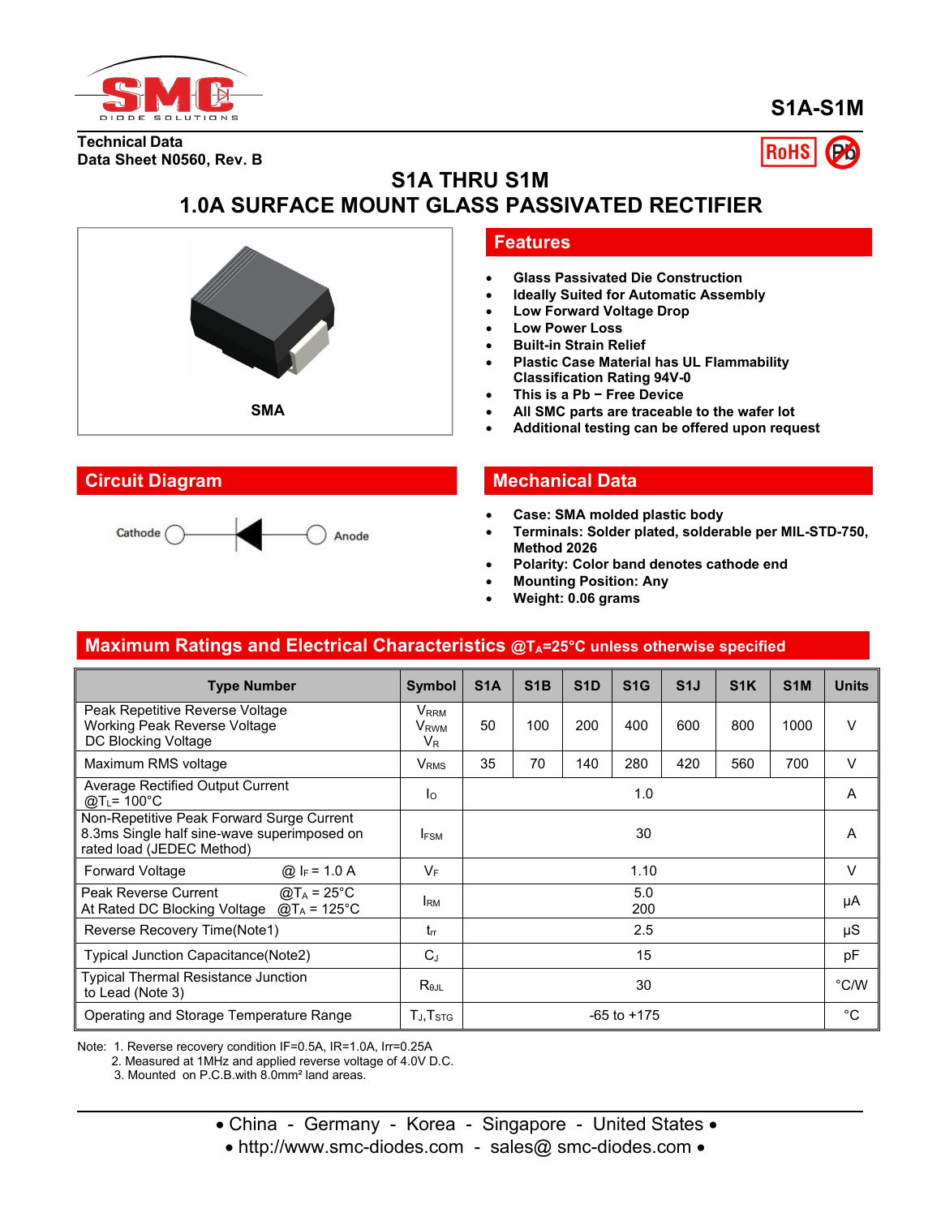S1A-S1M

**Technical Data**
**Data Sheet N0560, Rev. B**

RoHS

# S1A THRU S1M
# 1.0A SURFACE MOUNT GLASS PASSIVATED RECTIFIER

SMA

## Features

- Glass Passivated Die Construction
- Ideally Suited for Automatic Assembly
- Low Forward Voltage Drop
- Low Power Loss
- Built-in Strain Relief
- Plastic Case Material has UL Flammability Classification Rating 94V-0
- This is a Pb − Free Device
- All SMC parts are traceable to the wafer lot
- Additional testing can be offered upon request

## Circuit Diagram

Cathode
Anode

## Mechanical Data

- Case: SMA molded plastic body
- Terminals: Solder plated, solderable per MIL-STD-750, Method 2026
- Polarity: Color band denotes cathode end
- Mounting Position: Any
- Weight: 0.06 grams

## Maximum Ratings and Electrical Characteristics @$T_A$=25°C unless otherwise specified

| Type Number | Symbol | S1A | S1B | S1D | S1G | S1J | S1K | S1M | Units |
|---|---|---|---|---|---|---|---|---|---|
| Peak Repetitive Reverse Voltage<br>Working Peak Reverse Voltage<br>DC Blocking Voltage | $V_{RRM}$<br>$V_{RWM}$<br>$V_R$ | 50 | 100 | 200 | 400 | 600 | 800 | 1000 | V |
| Maximum RMS voltage | $V_{RMS}$ | 35 | 70 | 140 | 280 | 420 | 560 | 700 | V |
| Average Rectified Output Current @$T_L$= 100°C | $I_O$ | 1.0 | | | | | | | A |
| Non-Repetitive Peak Forward Surge Current 8.3ms Single half sine-wave superimposed on rated load (JEDEC Method) | $I_{FSM}$ | 30 | | | | | | | A |
| Forward Voltage @ $I_F$ = 1.0 A | $V_F$ | 1.10 | | | | | | | V |
| Peak Reverse Current @$T_A$ = 25°C<br>At Rated DC Blocking Voltage @$T_A$ = 125°C | $I_{RM}$ | 5.0<br>200 | | | | | | | µA |
| Reverse Recovery Time(Note1) | $t_{rr}$ | 2.5 | | | | | | | µS |
| Typical Junction Capacitance(Note2) | $C_J$ | 15 | | | | | | | pF |
| Typical Thermal Resistance Junction to Lead (Note 3) | $R_{\theta JL}$ | 30 | | | | | | | °C/W |
| Operating and Storage Temperature Range | $T_J$,$T_{STG}$ | -65 to +175 | | | | | | | °C |

Note: 1. Reverse recovery condition IF=0.5A, IR=1.0A, Irr=0.25A
2. Measured at 1MHz and applied reverse voltage of 4.0V D.C.
3. Mounted on P.C.B.with 8.0mm² land areas.

• China - Germany - Korea - Singapore - United States •
• http://www.smc-diodes.com - sales@ smc-diodes.com •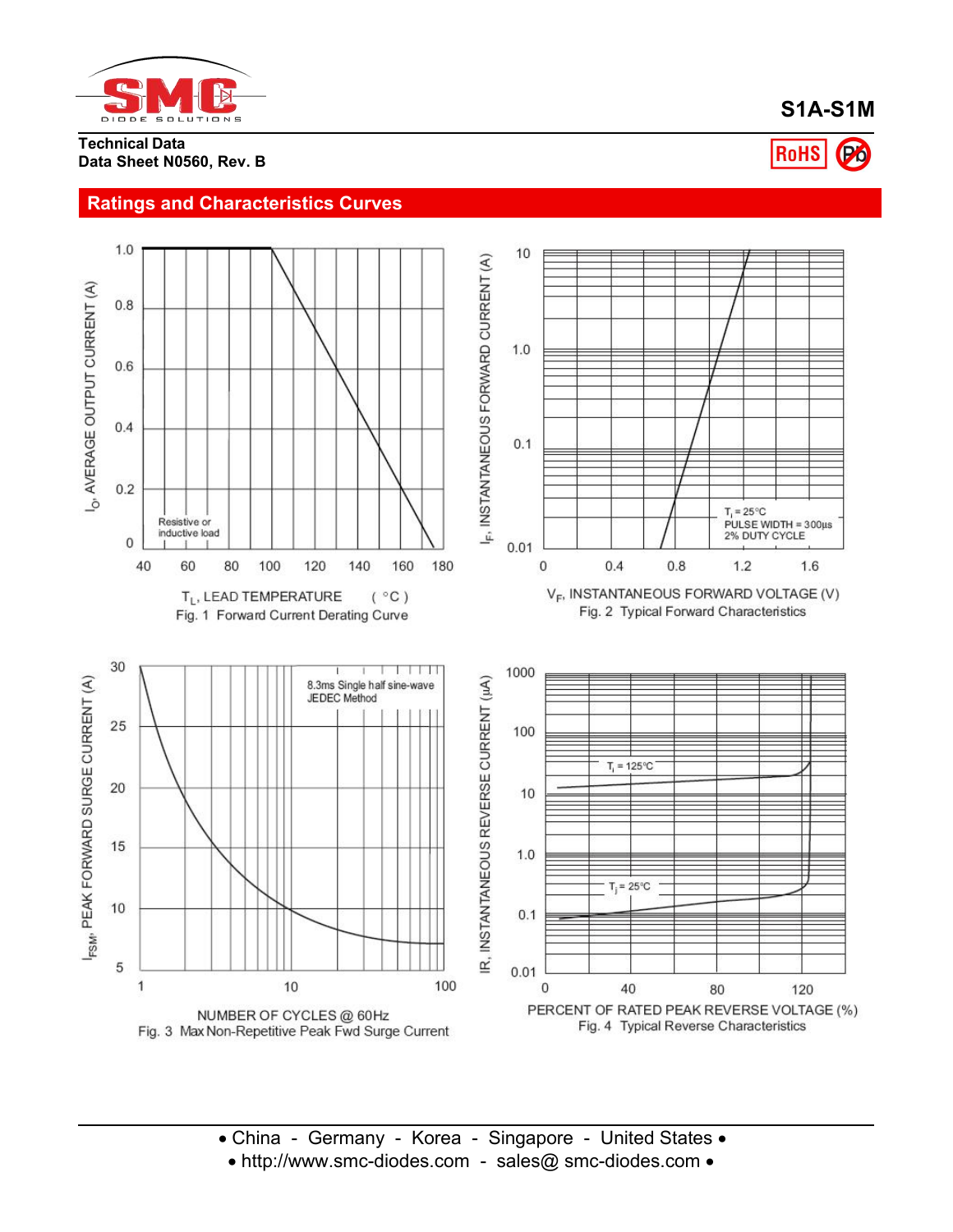**S1A-S1M**

**Technical Data**
**Data Sheet N0560, Rev. B**

RoHS

## Ratings and Characteristics Curves

$I_O$, AVERAGE OUTPUT CURRENT (A)

Resistive or inductive load

$T_L$, LEAD TEMPERATURE (°C)

Fig. 1 Forward Current Derating Curve

$I_F$, INSTANTANEOUS FORWARD CURRENT (A)

$T_j = 25°C$
PULSE WIDTH = 300μs
2% DUTY CYCLE

$V_F$, INSTANTANEOUS FORWARD VOLTAGE (V)

Fig. 2 Typical Forward Characteristics

$I_{FSM}$, PEAK FORWARD SURGE CURRENT (A)

8.3ms Single half sine-wave
JEDEC Method

NUMBER OF CYCLES @ 60Hz

Fig. 3 Max Non-Repetitive Peak Fwd Surge Current

IR, INSTANTANEOUS REVERSE CURRENT (μA)

$T_j = 125°C$

$T_j = 25°C$

PERCENT OF RATED PEAK REVERSE VOLTAGE (%)

Fig. 4 Typical Reverse Characteristics

• China - Germany - Korea - Singapore - United States •
• http://www.smc-diodes.com - sales@ smc-diodes.com •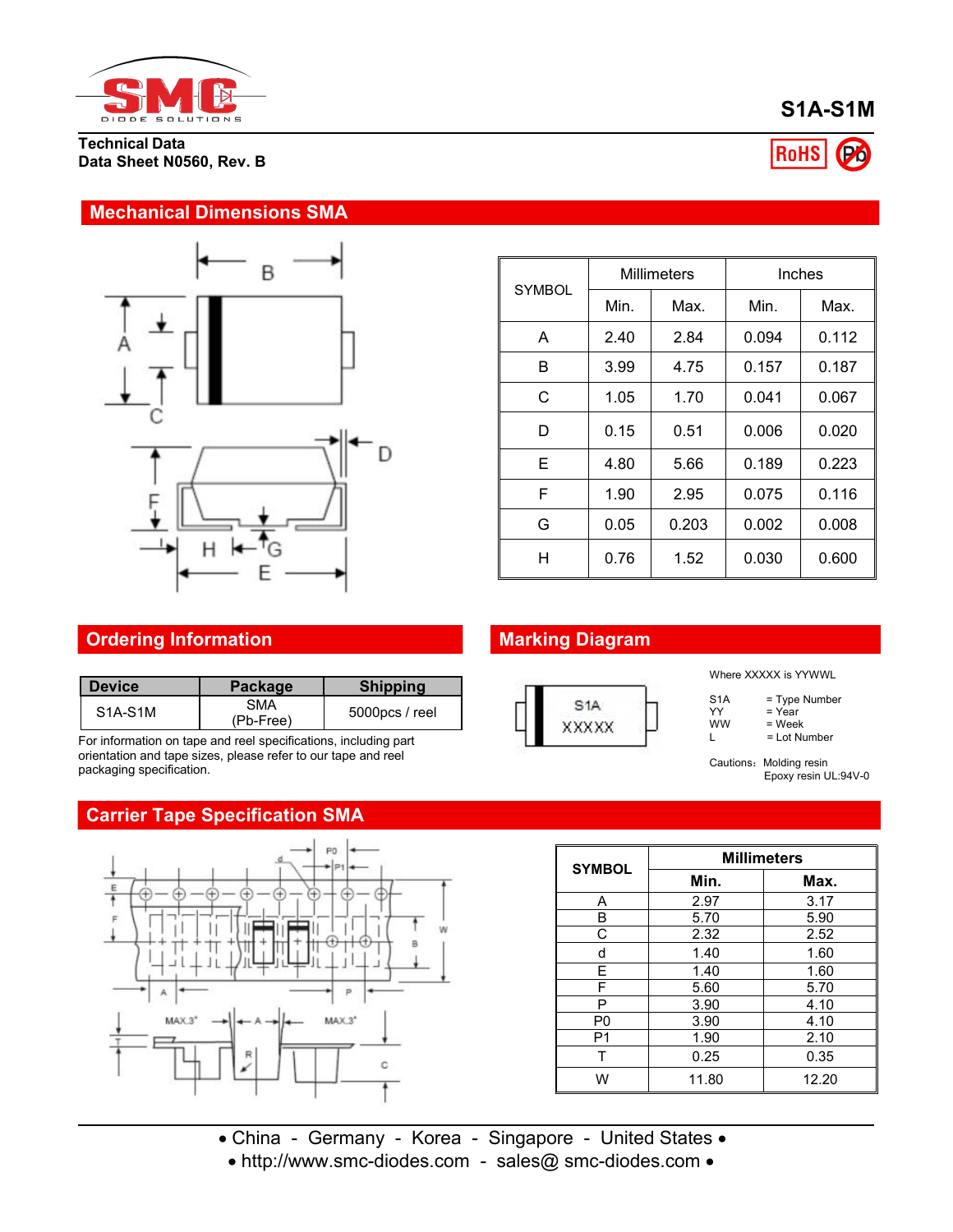**S1A-S1M**

**Technical Data**
**Data Sheet N0560, Rev. B**

## Mechanical Dimensions SMA

| SYMBOL | Millimeters | | Inches | |
|---|---|---|---|---|
| | Min. | Max. | Min. | Max. |
| A | 2.40 | 2.84 | 0.094 | 0.112 |
| B | 3.99 | 4.75 | 0.157 | 0.187 |
| C | 1.05 | 1.70 | 0.041 | 0.067 |
| D | 0.15 | 0.51 | 0.006 | 0.020 |
| E | 4.80 | 5.66 | 0.189 | 0.223 |
| F | 1.90 | 2.95 | 0.075 | 0.116 |
| G | 0.05 | 0.203 | 0.002 | 0.008 |
| H | 0.76 | 1.52 | 0.030 | 0.600 |

## Ordering Information

| Device | Package | Shipping |
|---|---|---|
| S1A-S1M | SMA (Pb-Free) | 5000pcs / reel |

For information on tape and reel specifications, including part orientation and tape sizes, please refer to our tape and reel packaging specification.

## Marking Diagram

S1A
XXXXX

Where XXXXX is YYWWL

S1A = Type Number
YY = Year
WW = Week
L = Lot Number

Cautions: Molding resin
Epoxy resin UL:94V-0

## Carrier Tape Specification SMA

| SYMBOL | Millimeters | |
|---|---|---|
| | Min. | Max. |
| A | 2.97 | 3.17 |
| B | 5.70 | 5.90 |
| C | 2.32 | 2.52 |
| d | 1.40 | 1.60 |
| E | 1.40 | 1.60 |
| F | 5.60 | 5.70 |
| P | 3.90 | 4.10 |
| P0 | 3.90 | 4.10 |
| P1 | 1.90 | 2.10 |
| T | 0.25 | 0.35 |
| W | 11.80 | 12.20 |

• China - Germany - Korea - Singapore - United States •
• http://www.smc-diodes.com - sales@ smc-diodes.com •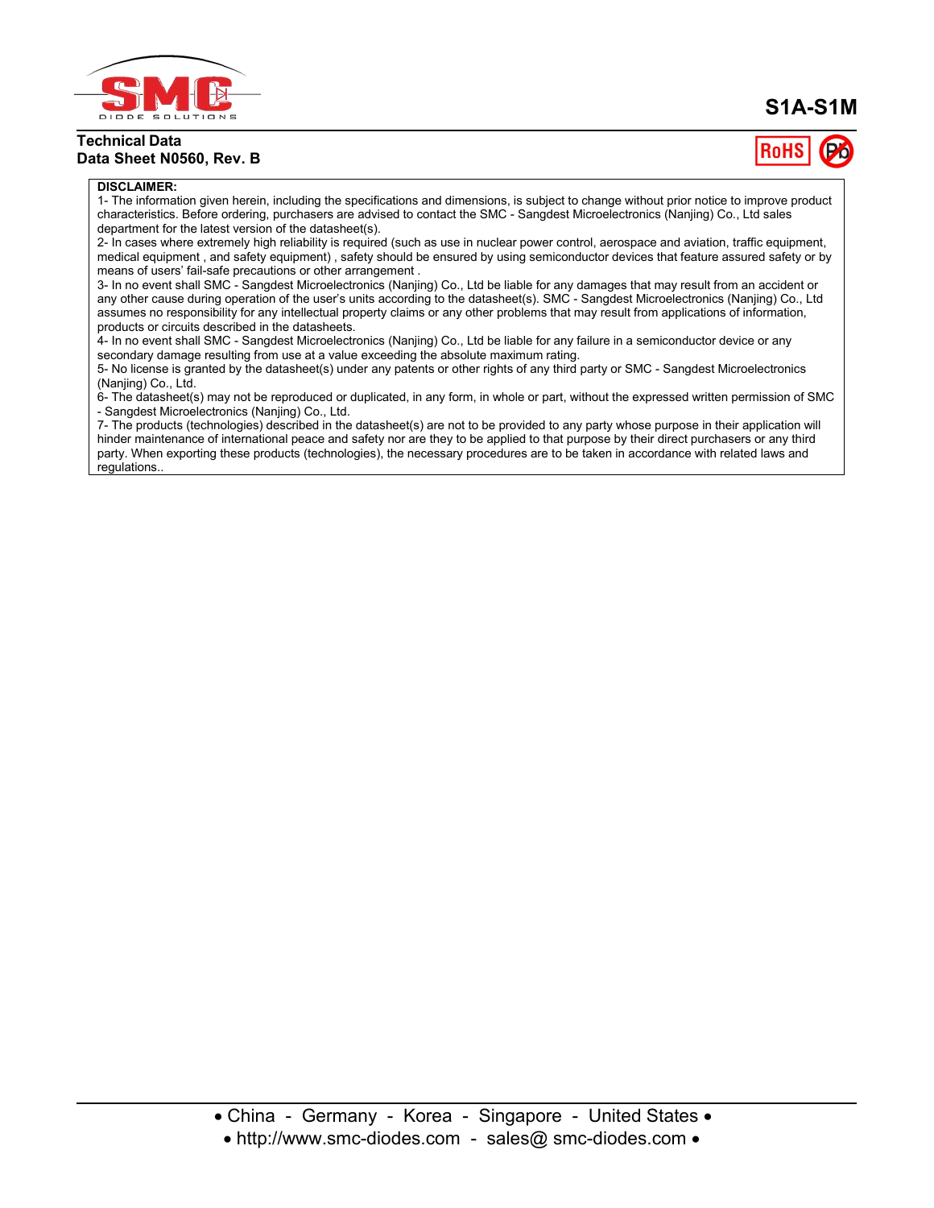**Technical Data**
**Data Sheet N0560, Rev. B**

**DISCLAIMER:**

1- The information given herein, including the specifications and dimensions, is subject to change without prior notice to improve product characteristics. Before ordering, purchasers are advised to contact the SMC - Sangdest Microelectronics (Nanjing) Co., Ltd sales department for the latest version of the datasheet(s).

2- In cases where extremely high reliability is required (such as use in nuclear power control, aerospace and aviation, traffic equipment, medical equipment , and safety equipment) , safety should be ensured by using semiconductor devices that feature assured safety or by means of users' fail-safe precautions or other arrangement .

3- In no event shall SMC - Sangdest Microelectronics (Nanjing) Co., Ltd be liable for any damages that may result from an accident or any other cause during operation of the user's units according to the datasheet(s). SMC - Sangdest Microelectronics (Nanjing) Co., Ltd assumes no responsibility for any intellectual property claims or any other problems that may result from applications of information, products or circuits described in the datasheets.

4- In no event shall SMC - Sangdest Microelectronics (Nanjing) Co., Ltd be liable for any failure in a semiconductor device or any secondary damage resulting from use at a value exceeding the absolute maximum rating.

5- No license is granted by the datasheet(s) under any patents or other rights of any third party or SMC - Sangdest Microelectronics (Nanjing) Co., Ltd.

6- The datasheet(s) may not be reproduced or duplicated, in any form, in whole or part, without the expressed written permission of SMC - Sangdest Microelectronics (Nanjing) Co., Ltd.

7- The products (technologies) described in the datasheet(s) are not to be provided to any party whose purpose in their application will hinder maintenance of international peace and safety nor are they to be applied to that purpose by their direct purchasers or any third party. When exporting these products (technologies), the necessary procedures are to be taken in accordance with related laws and regulations..